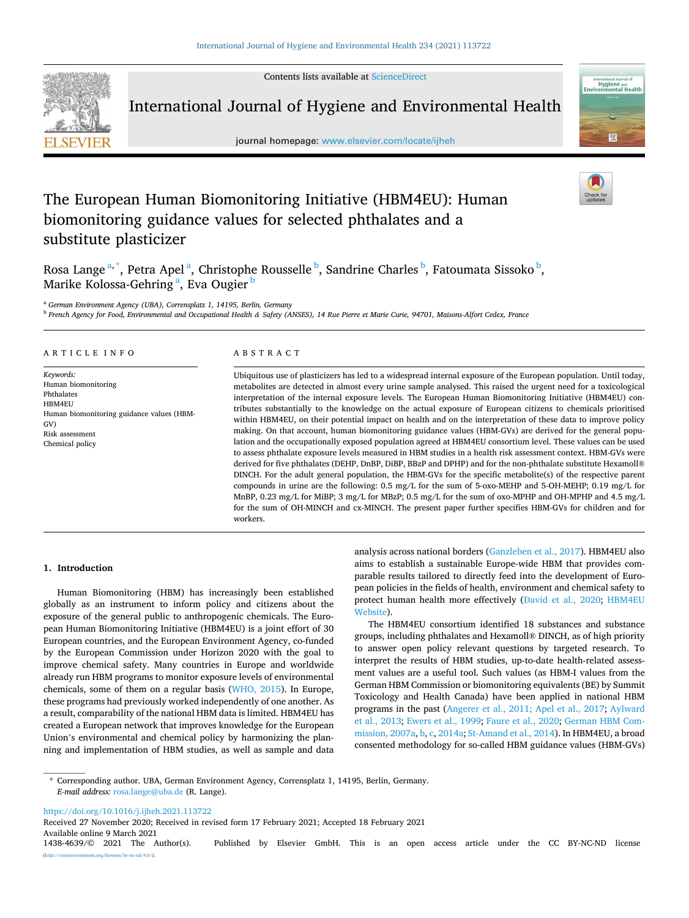# The European Human Biomonitoring Initiative (HBM4EU): Human biomonitoring guidance values for selected phthalates and a substitute plasticizer

Rosa Lange[a,*], Petra Apel[a], Christophe Rousselle[b], Sandrine Charles[b], Fatoumata Sissoko[b], Marike Kolossa-Gehring[a], Eva Ougier[b]

[a] German Environment Agency (UBA), Corrensplatz 1, 14195, Berlin, Germany

[b] French Agency for Food, Environmental and Occupational Health & Safety (ANSES), 14 Rue Pierre et Marie Curie, 94701, Maisons-Alfort Cedex, France

## ARTICLE INFO

*Keywords:*
Human biomonitoring
Phthalates
HBM4EU
Human biomonitoring guidance values (HBM-GV)
Risk assessment
Chemical policy

## ABSTRACT

Ubiquitous use of plasticizers has led to a widespread internal exposure of the European population. Until today, metabolites are detected in almost every urine sample analysed. This raised the urgent need for a toxicological interpretation of the internal exposure levels. The European Human Biomonitoring Initiative (HBM4EU) contributes substantially to the knowledge on the actual exposure of European citizens to chemicals prioritised within HBM4EU, on their potential impact on health and on the interpretation of these data to improve policy making. On that account, human biomonitoring guidance values (HBM-GVs) are derived for the general population and the occupationally exposed population agreed at HBM4EU consortium level. These values can be used to assess phthalate exposure levels measured in HBM studies in a health risk assessment context. HBM-GVs were derived for five phthalates (DEHP, DnBP, DiBP, BBzP and DPHP) and for the non-phthalate substitute Hexamoll® DINCH. For the adult general population, the HBM-GVs for the specific metabolite(s) of the respective parent compounds in urine are the following: 0.5 mg/L for the sum of 5-oxo-MEHP and 5-OH-MEHP; 0.19 mg/L for MnBP, 0.23 mg/L for MiBP; 3 mg/L for MBzP; 0.5 mg/L for the sum of oxo-MPHP and OH-MPHP and 4.5 mg/L for the sum of OH-MINCH and cx-MINCH. The present paper further specifies HBM-GVs for children and for workers.

## 1. Introduction

Human Biomonitoring (HBM) has increasingly been established globally as an instrument to inform policy and citizens about the exposure of the general public to anthropogenic chemicals. The European Human Biomonitoring Initiative (HBM4EU) is a joint effort of 30 European countries, and the European Environment Agency, co-funded by the European Commission under Horizon 2020 with the goal to improve chemical safety. Many countries in Europe and worldwide already run HBM programs to monitor exposure levels of environmental chemicals, some of them on a regular basis (WHO, 2015). In Europe, these programs had previously worked independently of one another. As a result, comparability of the national HBM data is limited. HBM4EU has created a European network that improves knowledge for the European Union's environmental and chemical policy by harmonizing the planning and implementation of HBM studies, as well as sample and data analysis across national borders (Ganzleben et al., 2017). HBM4EU also aims to establish a sustainable Europe-wide HBM that provides comparable results tailored to directly feed into the development of European policies in the fields of health, environment and chemical safety to protect human health more effectively (David et al., 2020; HBM4EU Website).

The HBM4EU consortium identified 18 substances and substance groups, including phthalates and Hexamoll® DINCH, as of high priority to answer open policy relevant questions by targeted research. To interpret the results of HBM studies, up-to-date health-related assessment values are a useful tool. Such values (as HBM-I values from the German HBM Commission or biomonitoring equivalents (BE) by Summit Toxicology and Health Canada) have been applied in national HBM programs in the past (Angerer et al., 2011; Apel et al., 2017; Aylward et al., 2013; Ewers et al., 1999; Faure et al., 2020; German HBM Commission, 2007a, b, c, 2014a; St-Amand et al., 2014). In HBM4EU, a broad consented methodology for so-called HBM guidance values (HBM-GVs)

---

* Corresponding author. UBA, German Environment Agency, Corrensplatz 1, 14195, Berlin, Germany.
*E-mail address:* rosa.lange@uba.de (R. Lange).

https://doi.org/10.1016/j.ijheh.2021.113722
Received 27 November 2020; Received in revised form 17 February 2021; Accepted 18 February 2021
Available online 9 March 2021
1438-4639/© 2021 The Author(s). Published by Elsevier GmbH. This is an open access article under the CC BY-NC-ND license (http://creativecommons.org/licenses/by-nc-nd/4.0/).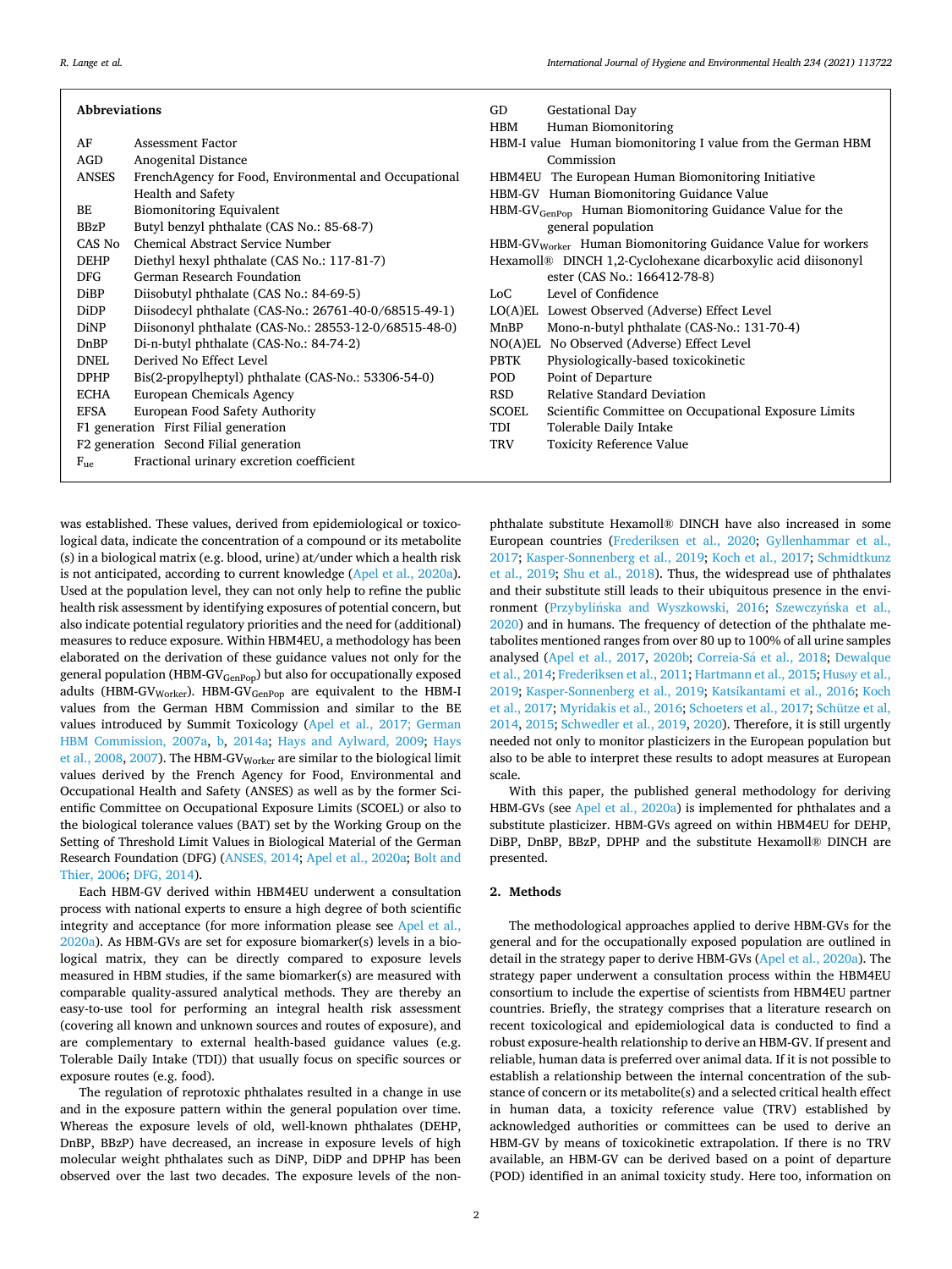**Abbreviations**

| | |
|---|---|
| AF | Assessment Factor |
| AGD | Anogenital Distance |
| ANSES | FrenchAgency for Food, Environmental and Occupational Health and Safety |
| BE | Biomonitoring Equivalent |
| BBzP | Butyl benzyl phthalate (CAS No.: 85-68-7) |
| CAS No | Chemical Abstract Service Number |
| DEHP | Diethyl hexyl phthalate (CAS No.: 117-81-7) |
| DFG | German Research Foundation |
| DiBP | Diisobutyl phthalate (CAS No.: 84-69-5) |
| DiDP | Diisodecyl phthalate (CAS-No.: 26761-40-0/68515-49-1) |
| DiNP | Diisononyl phthalate (CAS-No.: 28553-12-0/68515-48-0) |
| DnBP | Di-n-butyl phthalate (CAS-No.: 84-74-2) |
| DNEL | Derived No Effect Level |
| DPHP | Bis(2-propylheptyl) phthalate (CAS-No.: 53306-54-0) |
| ECHA | European Chemicals Agency |
| EFSA | European Food Safety Authority |
| F1 generation | First Filial generation |
| F2 generation | Second Filial generation |
| $F_{ue}$ | Fractional urinary excretion coefficient |
| GD | Gestational Day |
| HBM | Human Biomonitoring |
| HBM-I value | Human biomonitoring I value from the German HBM Commission |
| HBM4EU | The European Human Biomonitoring Initiative |
| HBM-GV | Human Biomonitoring Guidance Value |
| $HBM\text{-}GV_{GenPop}$ | Human Biomonitoring Guidance Value for the general population |
| $HBM\text{-}GV_{Worker}$ | Human Biomonitoring Guidance Value for workers |
| Hexamoll® | DINCH 1,2-Cyclohexane dicarboxylic acid diisononyl ester (CAS No.: 166412-78-8) |
| LoC | Level of Confidence |
| LO(A)EL | Lowest Observed (Adverse) Effect Level |
| MnBP | Mono-n-butyl phthalate (CAS-No.: 131-70-4) |
| NO(A)EL | No Observed (Adverse) Effect Level |
| PBTK | Physiologically-based toxicokinetic |
| POD | Point of Departure |
| RSD | Relative Standard Deviation |
| SCOEL | Scientific Committee on Occupational Exposure Limits |
| TDI | Tolerable Daily Intake |
| TRV | Toxicity Reference Value |

was established. These values, derived from epidemiological or toxicological data, indicate the concentration of a compound or its metabolite (s) in a biological matrix (e.g. blood, urine) at/under which a health risk is not anticipated, according to current knowledge (Apel et al., 2020a). Used at the population level, they can not only help to refine the public health risk assessment by identifying exposures of potential concern, but also indicate potential regulatory priorities and the need for (additional) measures to reduce exposure. Within HBM4EU, a methodology has been elaborated on the derivation of these guidance values not only for the general population ($HBM\text{-}GV_{GenPop}$) but also for occupationally exposed adults ($HBM\text{-}GV_{Worker}$). $HBM\text{-}GV_{GenPop}$ are equivalent to the HBM-I values from the German HBM Commission and similar to the BE values introduced by Summit Toxicology (Apel et al., 2017; German HBM Commission, 2007a, b, 2014a; Hays and Aylward, 2009; Hays et al., 2008, 2007). The $HBM\text{-}GV_{Worker}$ are similar to the biological limit values derived by the French Agency for Food, Environmental and Occupational Health and Safety (ANSES) as well as by the former Scientific Committee on Occupational Exposure Limits (SCOEL) or also to the biological tolerance values (BAT) set by the Working Group on the Setting of Threshold Limit Values in Biological Material of the German Research Foundation (DFG) (ANSES, 2014; Apel et al., 2020a; Bolt and Thier, 2006; DFG, 2014).

Each HBM-GV derived within HBM4EU underwent a consultation process with national experts to ensure a high degree of both scientific integrity and acceptance (for more information please see Apel et al., 2020a). As HBM-GVs are set for exposure biomarker(s) levels in a biological matrix, they can be directly compared to exposure levels measured in HBM studies, if the same biomarker(s) are measured with comparable quality-assured analytical methods. They are thereby an easy-to-use tool for performing an integral health risk assessment (covering all known and unknown sources and routes of exposure), and are complementary to external health-based guidance values (e.g. Tolerable Daily Intake (TDI)) that usually focus on specific sources or exposure routes (e.g. food).

The regulation of reprotoxic phthalates resulted in a change in use and in the exposure pattern within the general population over time. Whereas the exposure levels of old, well-known phthalates (DEHP, DnBP, BBzP) have decreased, an increase in exposure levels of high molecular weight phthalates such as DiNP, DiDP and DPHP has been observed over the last two decades. The exposure levels of the non-phthalate substitute Hexamoll® DINCH have also increased in some European countries (Frederiksen et al., 2020; Gyllenhammar et al., 2017; Kasper-Sonnenberg et al., 2019; Koch et al., 2017; Schmidtkunz et al., 2019; Shu et al., 2018). Thus, the widespread use of phthalates and their substitute still leads to their ubiquitous presence in the environment (Przybylińska and Wyszkowski, 2016; Szewczyńska et al., 2020) and in humans. The frequency of detection of the phthalate metabolites mentioned ranges from over 80 up to 100% of all urine samples analysed (Apel et al., 2017, 2020b; Correia-Sá et al., 2018; Dewalque et al., 2014; Frederiksen et al., 2011; Hartmann et al., 2015; Husøy et al., 2019; Kasper-Sonnenberg et al., 2019; Katsikantami et al., 2016; Koch et al., 2017; Myridakis et al., 2016; Schoeters et al., 2017; Schütze et al, 2014, 2015; Schwedler et al., 2019, 2020). Therefore, it is still urgently needed not only to monitor plasticizers in the European population but also to be able to interpret these results to adopt measures at European scale.

With this paper, the published general methodology for deriving HBM-GVs (see Apel et al., 2020a) is implemented for phthalates and a substitute plasticizer. HBM-GVs agreed on within HBM4EU for DEHP, DiBP, DnBP, BBzP, DPHP and the substitute Hexamoll® DINCH are presented.

## 2. Methods

The methodological approaches applied to derive HBM-GVs for the general and for the occupationally exposed population are outlined in detail in the strategy paper to derive HBM-GVs (Apel et al., 2020a). The strategy paper underwent a consultation process within the HBM4EU consortium to include the expertise of scientists from HBM4EU partner countries. Briefly, the strategy comprises that a literature research on recent toxicological and epidemiological data is conducted to find a robust exposure-health relationship to derive an HBM-GV. If present and reliable, human data is preferred over animal data. If it is not possible to establish a relationship between the internal concentration of the substance of concern or its metabolite(s) and a selected critical health effect in human data, a toxicity reference value (TRV) established by acknowledged authorities or committees can be used to derive an HBM-GV by means of toxicokinetic extrapolation. If there is no TRV available, an HBM-GV can be derived based on a point of departure (POD) identified in an animal toxicity study. Here too, information on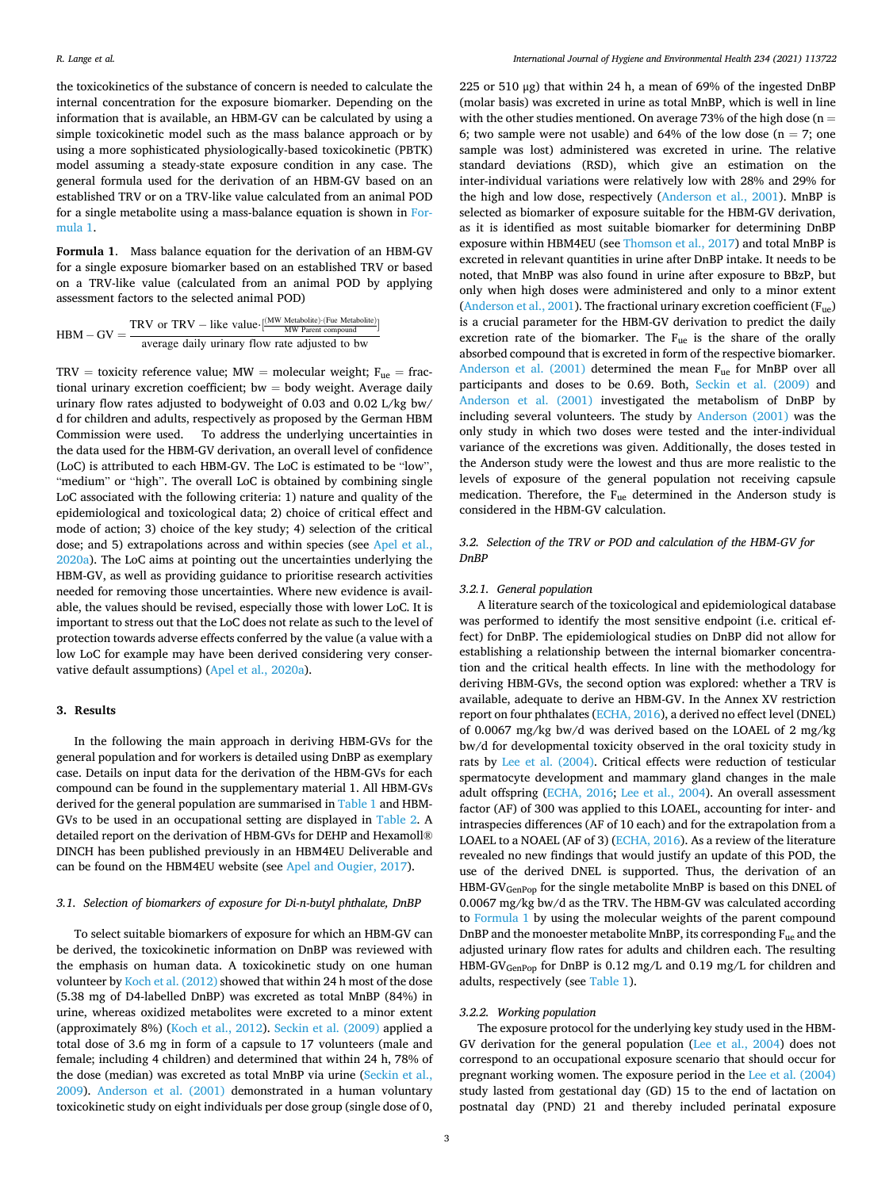the toxicokinetics of the substance of concern is needed to calculate the internal concentration for the exposure biomarker. Depending on the information that is available, an HBM-GV can be calculated by using a simple toxicokinetic model such as the mass balance approach or by using a more sophisticated physiologically-based toxicokinetic (PBTK) model assuming a steady-state exposure condition in any case. The general formula used for the derivation of an HBM-GV based on an established TRV or on a TRV-like value calculated from an animal POD for a single metabolite using a mass-balance equation is shown in Formula 1.

**Formula 1**. Mass balance equation for the derivation of an HBM-GV for a single exposure biomarker based on an established TRV or based on a TRV-like value (calculated from an animal POD by applying assessment factors to the selected animal POD)

$$\text{HBM} - \text{GV} = \frac{\text{TRV or TRV} - \text{like value} \cdot \left[\frac{(\text{MW Metabolite}) \cdot (\text{Fue Metabolite})}{\text{MW Parent compound}}\right]}{\text{average daily urinary flow rate adjusted to bw}}$$

TRV = toxicity reference value; MW = molecular weight; $F_{ue}$ = fractional urinary excretion coefficient; bw = body weight. Average daily urinary flow rates adjusted to bodyweight of 0.03 and 0.02 L/kg bw/d for children and adults, respectively as proposed by the German HBM Commission were used. To address the underlying uncertainties in the data used for the HBM-GV derivation, an overall level of confidence (LoC) is attributed to each HBM-GV. The LoC is estimated to be "low", "medium" or "high". The overall LoC is obtained by combining single LoC associated with the following criteria: 1) nature and quality of the epidemiological and toxicological data; 2) choice of critical effect and mode of action; 3) choice of the key study; 4) selection of the critical dose; and 5) extrapolations across and within species (see Apel et al., 2020a). The LoC aims at pointing out the uncertainties underlying the HBM-GV, as well as providing guidance to prioritise research activities needed for removing those uncertainties. Where new evidence is available, the values should be revised, especially those with lower LoC. It is important to stress out that the LoC does not relate as such to the level of protection towards adverse effects conferred by the value (a value with a low LoC for example may have been derived considering very conservative default assumptions) (Apel et al., 2020a).

## 3. Results

In the following the main approach in deriving HBM-GVs for the general population and for workers is detailed using DnBP as exemplary case. Details on input data for the derivation of the HBM-GVs for each compound can be found in the supplementary material 1. All HBM-GVs derived for the general population are summarised in Table 1 and HBM-GVs to be used in an occupational setting are displayed in Table 2. A detailed report on the derivation of HBM-GVs for DEHP and Hexamoll® DINCH has been published previously in an HBM4EU Deliverable and can be found on the HBM4EU website (see Apel and Ougier, 2017).

### 3.1. Selection of biomarkers of exposure for Di-n-butyl phthalate, DnBP

To select suitable biomarkers of exposure for which an HBM-GV can be derived, the toxicokinetic information on DnBP was reviewed with the emphasis on human data. A toxicokinetic study on one human volunteer by Koch et al. (2012) showed that within 24 h most of the dose (5.38 mg of D4-labelled DnBP) was excreted as total MnBP (84%) in urine, whereas oxidized metabolites were excreted to a minor extent (approximately 8%) (Koch et al., 2012). Seckin et al. (2009) applied a total dose of 3.6 mg in form of a capsule to 17 volunteers (male and female; including 4 children) and determined that within 24 h, 78% of the dose (median) was excreted as total MnBP via urine (Seckin et al., 2009). Anderson et al. (2001) demonstrated in a human voluntary toxicokinetic study on eight individuals per dose group (single dose of 0, 225 or 510 μg) that within 24 h, a mean of 69% of the ingested DnBP (molar basis) was excreted in urine as total MnBP, which is well in line with the other studies mentioned. On average 73% of the high dose (n = 6; two sample were not usable) and 64% of the low dose (n = 7; one sample was lost) administered was excreted in urine. The relative standard deviations (RSD), which give an estimation on the inter-individual variations were relatively low with 28% and 29% for the high and low dose, respectively (Anderson et al., 2001). MnBP is selected as biomarker of exposure suitable for the HBM-GV derivation, as it is identified as most suitable biomarker for determining DnBP exposure within HBM4EU (see Thomson et al., 2017) and total MnBP is excreted in relevant quantities in urine after DnBP intake. It needs to be noted, that MnBP was also found in urine after exposure to BBzP, but only when high doses were administered and only to a minor extent (Anderson et al., 2001). The fractional urinary excretion coefficient ($F_{ue}$) is a crucial parameter for the HBM-GV derivation to predict the daily excretion rate of the biomarker. The $F_{ue}$ is the share of the orally absorbed compound that is excreted in form of the respective biomarker. Anderson et al. (2001) determined the mean $F_{ue}$ for MnBP over all participants and doses to be 0.69. Both, Seckin et al. (2009) and Anderson et al. (2001) investigated the metabolism of DnBP by including several volunteers. The study by Anderson (2001) was the only study in which two doses were tested and the inter-individual variance of the excretions was given. Additionally, the doses tested in the Anderson study were the lowest and thus are more realistic to the levels of exposure of the general population not receiving capsule medication. Therefore, the $F_{ue}$ determined in the Anderson study is considered in the HBM-GV calculation.

### 3.2. Selection of the TRV or POD and calculation of the HBM-GV for DnBP

#### 3.2.1. General population

A literature search of the toxicological and epidemiological database was performed to identify the most sensitive endpoint (i.e. critical effect) for DnBP. The epidemiological studies on DnBP did not allow for establishing a relationship between the internal biomarker concentration and the critical health effects. In line with the methodology for deriving HBM-GVs, the second option was explored: whether a TRV is available, adequate to derive an HBM-GV. In the Annex XV restriction report on four phthalates (ECHA, 2016), a derived no effect level (DNEL) of 0.0067 mg/kg bw/d was derived based on the LOAEL of 2 mg/kg bw/d for developmental toxicity observed in the oral toxicity study in rats by Lee et al. (2004). Critical effects were reduction of testicular spermatocyte development and mammary gland changes in the male adult offspring (ECHA, 2016; Lee et al., 2004). An overall assessment factor (AF) of 300 was applied to this LOAEL, accounting for inter- and intraspecies differences (AF of 10 each) and for the extrapolation from a LOAEL to a NOAEL (AF of 3) (ECHA, 2016). As a review of the literature revealed no new findings that would justify an update of this POD, the use of the derived DNEL is supported. Thus, the derivation of an $\text{HBM-GV}_{\text{GenPop}}$ for the single metabolite MnBP is based on this DNEL of 0.0067 mg/kg bw/d as the TRV. The HBM-GV was calculated according to Formula 1 by using the molecular weights of the parent compound DnBP and the monoester metabolite MnBP, its corresponding $F_{ue}$ and the adjusted urinary flow rates for adults and children each. The resulting $\text{HBM-GV}_{\text{GenPop}}$ for DnBP is 0.12 mg/L and 0.19 mg/L for children and adults, respectively (see Table 1).

#### 3.2.2. Working population

The exposure protocol for the underlying key study used in the HBM-GV derivation for the general population (Lee et al., 2004) does not correspond to an occupational exposure scenario that should occur for pregnant working women. The exposure period in the Lee et al. (2004) study lasted from gestational day (GD) 15 to the end of lactation on postnatal day (PND) 21 and thereby included perinatal exposure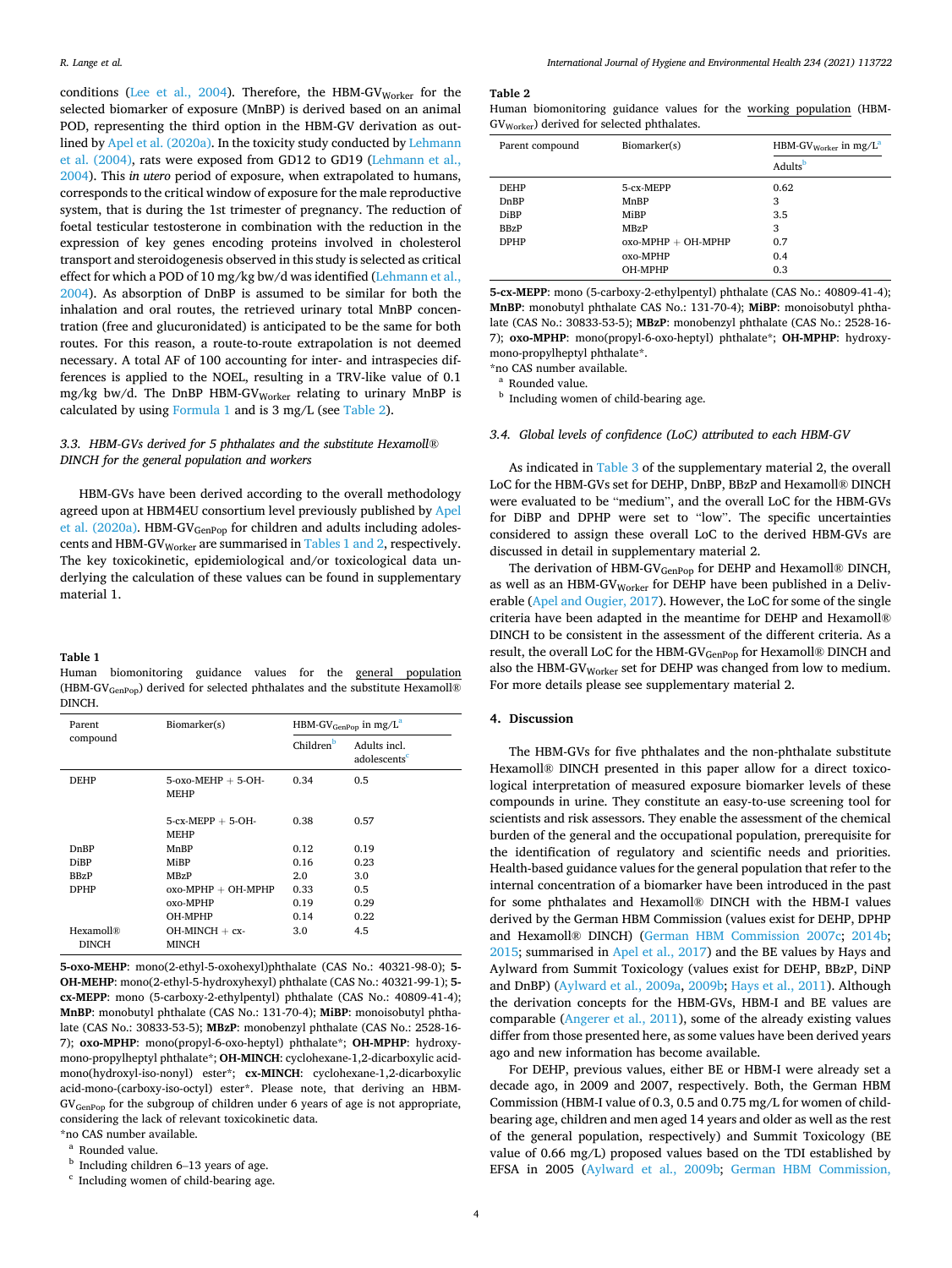conditions (Lee et al., 2004). Therefore, the HBM-GV$_{Worker}$ for the selected biomarker of exposure (MnBP) is derived based on an animal POD, representing the third option in the HBM-GV derivation as outlined by Apel et al. (2020a). In the toxicity study conducted by Lehmann et al. (2004), rats were exposed from GD12 to GD19 (Lehmann et al., 2004). This *in utero* period of exposure, when extrapolated to humans, corresponds to the critical window of exposure for the male reproductive system, that is during the 1st trimester of pregnancy. The reduction of foetal testicular testosterone in combination with the reduction in the expression of key genes encoding proteins involved in cholesterol transport and steroidogenesis observed in this study is selected as critical effect for which a POD of 10 mg/kg bw/d was identified (Lehmann et al., 2004). As absorption of DnBP is assumed to be similar for both the inhalation and oral routes, the retrieved urinary total MnBP concentration (free and glucuronidated) is anticipated to be the same for both routes. For this reason, a route-to-route extrapolation is not deemed necessary. A total AF of 100 accounting for inter- and intraspecies differences is applied to the NOEL, resulting in a TRV-like value of 0.1 mg/kg bw/d. The DnBP HBM-GV$_{Worker}$ relating to urinary MnBP is calculated by using Formula 1 and is 3 mg/L (see Table 2).

### 3.3. HBM-GVs derived for 5 phthalates and the substitute Hexamoll® DINCH for the general population and workers

HBM-GVs have been derived according to the overall methodology agreed upon at HBM4EU consortium level previously published by Apel et al. (2020a). HBM-GV$_{GenPop}$ for children and adults including adolescents and HBM-GV$_{Worker}$ are summarised in Tables 1 and 2, respectively. The key toxicokinetic, epidemiological and/or toxicological data underlying the calculation of these values can be found in supplementary material 1.

**Table 1**
Human biomonitoring guidance values for the general population (HBM-GV$_{GenPop}$) derived for selected phthalates and the substitute Hexamoll® DINCH.

| Parent compound | Biomarker(s) | HBM-GV$_{GenPop}$ in mg/L[a] | |
|---|---|---|---|
| | | Children[b] | Adults incl. adolescents[c] |
| DEHP | 5-oxo-MEHP + 5-OH-MEHP | 0.34 | 0.5 |
| | 5-cx-MEPP + 5-OH-MEHP | 0.38 | 0.57 |
| DnBP | MnBP | 0.12 | 0.19 |
| DiBP | MiBP | 0.16 | 0.23 |
| BBzP | MBzP | 2.0 | 3.0 |
| DPHP | oxo-MPHP + OH-MPHP | 0.33 | 0.5 |
| | oxo-MPHP | 0.19 | 0.29 |
| | OH-MPHP | 0.14 | 0.22 |
| Hexamoll® DINCH | OH-MINCH + cx-MINCH | 3.0 | 4.5 |

**5-oxo-MEHP**: mono(2-ethyl-5-oxohexyl)phthalate (CAS No.: 40321-98-0); **5-OH-MEHP**: mono(2-ethyl-5-hydroxyhexyl) phthalate (CAS No.: 40321-99-1); **5-cx-MEPP**: mono (5-carboxy-2-ethylpentyl) phthalate (CAS No.: 40809-41-4); **MnBP**: monobutyl phthalate (CAS No.: 131-70-4); **MiBP**: monoisobutyl phthalate (CAS No.: 30833-53-5); **MBzP**: monobenzyl phthalate (CAS No.: 2528-16-7); **oxo-MPHP**: mono(propyl-6-oxo-heptyl) phthalate*; **OH-MPHP**: hydroxy-mono-propylheptyl phthalate*; **OH-MINCH**: cyclohexane-1,2-dicarboxylic acid-mono(hydroxyl-iso-nonyl) ester*; **cx-MINCH**: cyclohexane-1,2-dicarboxylic acid-mono-(carboxy-iso-octyl) ester*. Please note, that deriving an HBM-GV$_{GenPop}$ for the subgroup of children under 6 years of age is not appropriate, considering the lack of relevant toxicokinetic data.
*no CAS number available.
[a] Rounded value.
[b] Including children 6–13 years of age.
[c] Including women of child-bearing age.

**Table 2**
Human biomonitoring guidance values for the working population (HBM-GV$_{Worker}$) derived for selected phthalates.

| Parent compound | Biomarker(s) | HBM-GV$_{Worker}$ in mg/L[a] |
|---|---|---|
| | | Adults[b] |
| DEHP | 5-cx-MEPP | 0.62 |
| DnBP | MnBP | 3 |
| DiBP | MiBP | 3.5 |
| BBzP | MBzP | 3 |
| DPHP | oxo-MPHP + OH-MPHP | 0.7 |
| | oxo-MPHP | 0.4 |
| | OH-MPHP | 0.3 |

**5-cx-MEPP**: mono (5-carboxy-2-ethylpentyl) phthalate (CAS No.: 40809-41-4); **MnBP**: monobutyl phthalate CAS No.: 131-70-4); **MiBP**: monoisobutyl phthalate (CAS No.: 30833-53-5); **MBzP**: monobenzyl phthalate (CAS No.: 2528-16-7); **oxo-MPHP**: mono(propyl-6-oxo-heptyl) phthalate*; **OH-MPHP**: hydroxy-mono-propylheptyl phthalate*.
*no CAS number available.
[a] Rounded value.
[b] Including women of child-bearing age.

### 3.4. Global levels of confidence (LoC) attributed to each HBM-GV

As indicated in Table 3 of the supplementary material 2, the overall LoC for the HBM-GVs set for DEHP, DnBP, BBzP and Hexamoll® DINCH were evaluated to be "medium", and the overall LoC for the HBM-GVs for DiBP and DPHP were set to "low". The specific uncertainties considered to assign these overall LoC to the derived HBM-GVs are discussed in detail in supplementary material 2.

The derivation of HBM-GV$_{GenPop}$ for DEHP and Hexamoll® DINCH, as well as an HBM-GV$_{Worker}$ for DEHP have been published in a Deliverable (Apel and Ougier, 2017). However, the LoC for some of the single criteria have been adapted in the meantime for DEHP and Hexamoll® DINCH to be consistent in the assessment of the different criteria. As a result, the overall LoC for the HBM-GV$_{GenPop}$ for Hexamoll® DINCH and also the HBM-GV$_{Worker}$ set for DEHP was changed from low to medium. For more details please see supplementary material 2.

## 4. Discussion

The HBM-GVs for five phthalates and the non-phthalate substitute Hexamoll® DINCH presented in this paper allow for a direct toxicological interpretation of measured exposure biomarker levels of these compounds in urine. They constitute an easy-to-use screening tool for scientists and risk assessors. They enable the assessment of the chemical burden of the general and the occupational population, prerequisite for the identification of regulatory and scientific needs and priorities. Health-based guidance values for the general population that refer to the internal concentration of a biomarker have been introduced in the past for some phthalates and Hexamoll® DINCH with the HBM-I values derived by the German HBM Commission (values exist for DEHP, DPHP and Hexamoll® DINCH) (German HBM Commission 2007c; 2014b; 2015; summarised in Apel et al., 2017) and the BE values by Hays and Aylward from Summit Toxicology (values exist for DEHP, BBzP, DiNP and DnBP) (Aylward et al., 2009a, 2009b; Hays et al., 2011). Although the derivation concepts for the HBM-GVs, HBM-I and BE values are comparable (Angerer et al., 2011), some of the already existing values differ from those presented here, as some values have been derived years ago and new information has become available.

For DEHP, previous values, either BE or HBM-I were already set a decade ago, in 2009 and 2007, respectively. Both, the German HBM Commission (HBM-I value of 0.3, 0.5 and 0.75 mg/L for women of child-bearing age, children and men aged 14 years and older as well as the rest of the general population, respectively) and Summit Toxicology (BE value of 0.66 mg/L) proposed values based on the TDI established by EFSA in 2005 (Aylward et al., 2009b; German HBM Commission,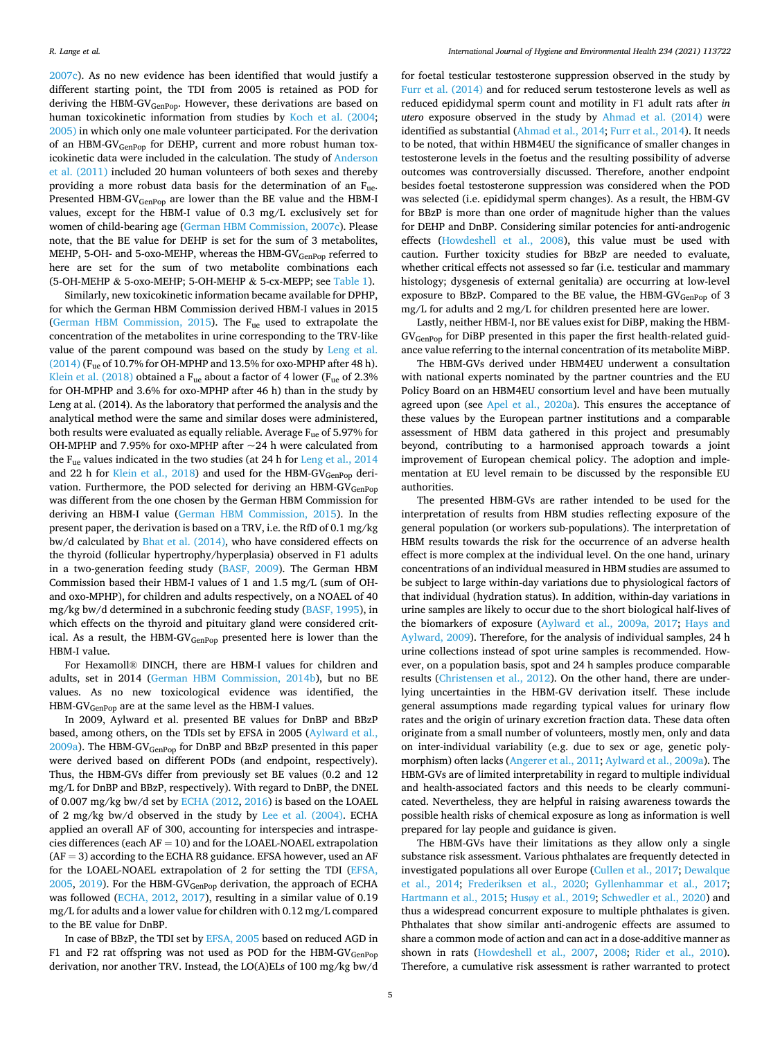2007c). As no new evidence has been identified that would justify a different starting point, the TDI from 2005 is retained as POD for deriving the HBM-$GV_{GenPop}$. However, these derivations are based on human toxicokinetic information from studies by Koch et al. (2004; 2005) in which only one male volunteer participated. For the derivation of an HBM-$GV_{GenPop}$ for DEHP, current and more robust human toxicokinetic data were included in the calculation. The study of Anderson et al. (2011) included 20 human volunteers of both sexes and thereby providing a more robust data basis for the determination of an $F_{ue}$. Presented HBM-$GV_{GenPop}$ are lower than the BE value and the HBM-I values, except for the HBM-I value of 0.3 mg/L exclusively set for women of child-bearing age (German HBM Commission, 2007c). Please note, that the BE value for DEHP is set for the sum of 3 metabolites, MEHP, 5-OH- and 5-oxo-MEHP, whereas the HBM-$GV_{GenPop}$ referred to here are set for the sum of two metabolite combinations each (5-OH-MEHP & 5-oxo-MEHP; 5-OH-MEHP & 5-cx-MEPP; see Table 1).

Similarly, new toxicokinetic information became available for DPHP, for which the German HBM Commission derived HBM-I values in 2015 (German HBM Commission, 2015). The $F_{ue}$ used to extrapolate the concentration of the metabolites in urine corresponding to the TRV-like value of the parent compound was based on the study by Leng et al. (2014) ($F_{ue}$ of 10.7% for OH-MPHP and 13.5% for oxo-MPHP after 48 h). Klein et al. (2018) obtained a $F_{ue}$ about a factor of 4 lower ($F_{ue}$ of 2.3% for OH-MPHP and 3.6% for oxo-MPHP after 46 h) than in the study by Leng at al. (2014). As the laboratory that performed the analysis and the analytical method were the same and similar doses were administered, both results were evaluated as equally reliable. Average $F_{ue}$ of 5.97% for OH-MPHP and 7.95% for oxo-MPHP after ~24 h were calculated from the $F_{ue}$ values indicated in the two studies (at 24 h for Leng et al., 2014 and 22 h for Klein et al., 2018) and used for the HBM-$GV_{GenPop}$ derivation. Furthermore, the POD selected for deriving an HBM-$GV_{GenPop}$ was different from the one chosen by the German HBM Commission for deriving an HBM-I value (German HBM Commission, 2015). In the present paper, the derivation is based on a TRV, i.e. the RfD of 0.1 mg/kg bw/d calculated by Bhat et al. (2014), who have considered effects on the thyroid (follicular hypertrophy/hyperplasia) observed in F1 adults in a two-generation feeding study (BASF, 2009). The German HBM Commission based their HBM-I values of 1 and 1.5 mg/L (sum of OH- and oxo-MPHP), for children and adults respectively, on a NOAEL of 40 mg/kg bw/d determined in a subchronic feeding study (BASF, 1995), in which effects on the thyroid and pituitary gland were considered critical. As a result, the HBM-$GV_{GenPop}$ presented here is lower than the HBM-I value.

For Hexamoll® DINCH, there are HBM-I values for children and adults, set in 2014 (German HBM Commission, 2014b), but no BE values. As no new toxicological evidence was identified, the HBM-$GV_{GenPop}$ are at the same level as the HBM-I values.

In 2009, Aylward et al. presented BE values for DnBP and BBzP based, among others, on the TDIs set by EFSA in 2005 (Aylward et al., 2009a). The HBM-$GV_{GenPop}$ for DnBP and BBzP presented in this paper were derived based on different PODs (and endpoint, respectively). Thus, the HBM-GVs differ from previously set BE values (0.2 and 12 mg/L for DnBP and BBzP, respectively). With regard to DnBP, the DNEL of 0.007 mg/kg bw/d set by ECHA (2012, 2016) is based on the LOAEL of 2 mg/kg bw/d observed in the study by Lee et al. (2004). ECHA applied an overall AF of 300, accounting for interspecies and intraspecies differences (each AF = 10) and for the LOAEL-NOAEL extrapolation (AF = 3) according to the ECHA R8 guidance. EFSA however, used an AF for the LOAEL-NOAEL extrapolation of 2 for setting the TDI (EFSA, 2005, 2019). For the HBM-$GV_{GenPop}$ derivation, the approach of ECHA was followed (ECHA, 2012, 2017), resulting in a similar value of 0.19 mg/L for adults and a lower value for children with 0.12 mg/L compared to the BE value for DnBP.

In case of BBzP, the TDI set by EFSA, 2005 based on reduced AGD in F1 and F2 rat offspring was not used as POD for the HBM-$GV_{GenPop}$ derivation, nor another TRV. Instead, the LO(A)ELs of 100 mg/kg bw/d for foetal testicular testosterone suppression observed in the study by Furr et al. (2014) and for reduced serum testosterone levels as well as reduced epididymal sperm count and motility in F1 adult rats after *in utero* exposure observed in the study by Ahmad et al. (2014) were identified as substantial (Ahmad et al., 2014; Furr et al., 2014). It needs to be noted, that within HBM4EU the significance of smaller changes in testosterone levels in the foetus and the resulting possibility of adverse outcomes was controversially discussed. Therefore, another endpoint besides foetal testosterone suppression was considered when the POD was selected (i.e. epididymal sperm changes). As a result, the HBM-GV for BBzP is more than one order of magnitude higher than the values for DEHP and DnBP. Considering similar potencies for anti-androgenic effects (Howdeshell et al., 2008), this value must be used with caution. Further toxicity studies for BBzP are needed to evaluate, whether critical effects not assessed so far (i.e. testicular and mammary histology; dysgenesis of external genitalia) are occurring at low-level exposure to BBzP. Compared to the BE value, the HBM-$GV_{GenPop}$ of 3 mg/L for adults and 2 mg/L for children presented here are lower.

Lastly, neither HBM-I, nor BE values exist for DiBP, making the HBM-$GV_{GenPop}$ for DiBP presented in this paper the first health-related guidance value referring to the internal concentration of its metabolite MiBP.

The HBM-GVs derived under HBM4EU underwent a consultation with national experts nominated by the partner countries and the EU Policy Board on an HBM4EU consortium level and have been mutually agreed upon (see Apel et al., 2020a). This ensures the acceptance of these values by the European partner institutions and a comparable assessment of HBM data gathered in this project and presumably beyond, contributing to a harmonised approach towards a joint improvement of European chemical policy. The adoption and implementation at EU level remain to be discussed by the responsible EU authorities.

The presented HBM-GVs are rather intended to be used for the interpretation of results from HBM studies reflecting exposure of the general population (or workers sub-populations). The interpretation of HBM results towards the risk for the occurrence of an adverse health effect is more complex at the individual level. On the one hand, urinary concentrations of an individual measured in HBM studies are assumed to be subject to large within-day variations due to physiological factors of that individual (hydration status). In addition, within-day variations in urine samples are likely to occur due to the short biological half-lives of the biomarkers of exposure (Aylward et al., 2009a, 2017; Hays and Aylward, 2009). Therefore, for the analysis of individual samples, 24 h urine collections instead of spot urine samples is recommended. However, on a population basis, spot and 24 h samples produce comparable results (Christensen et al., 2012). On the other hand, there are underlying uncertainties in the HBM-GV derivation itself. These include general assumptions made regarding typical values for urinary flow rates and the origin of urinary excretion fraction data. These data often originate from a small number of volunteers, mostly men, and only and data on inter-individual variability (e.g. due to sex or age, genetic polymorphism) often lacks (Angerer et al., 2011; Aylward et al., 2009a). The HBM-GVs are of limited interpretability in regard to multiple individual and health-associated factors and this needs to be clearly communicated. Nevertheless, they are helpful in raising awareness towards the possible health risks of chemical exposure as long as information is well prepared for lay people and guidance is given.

The HBM-GVs have their limitations as they allow only a single substance risk assessment. Various phthalates are frequently detected in investigated populations all over Europe (Cullen et al., 2017; Dewalque et al., 2014; Frederiksen et al., 2020; Gyllenhammar et al., 2017; Hartmann et al., 2015; Husøy et al., 2019; Schwedler et al., 2020) and thus a widespread concurrent exposure to multiple phthalates is given. Phthalates that show similar anti-androgenic effects are assumed to share a common mode of action and can act in a dose-additive manner as shown in rats (Howdeshell et al., 2007, 2008; Rider et al., 2010). Therefore, a cumulative risk assessment is rather warranted to protect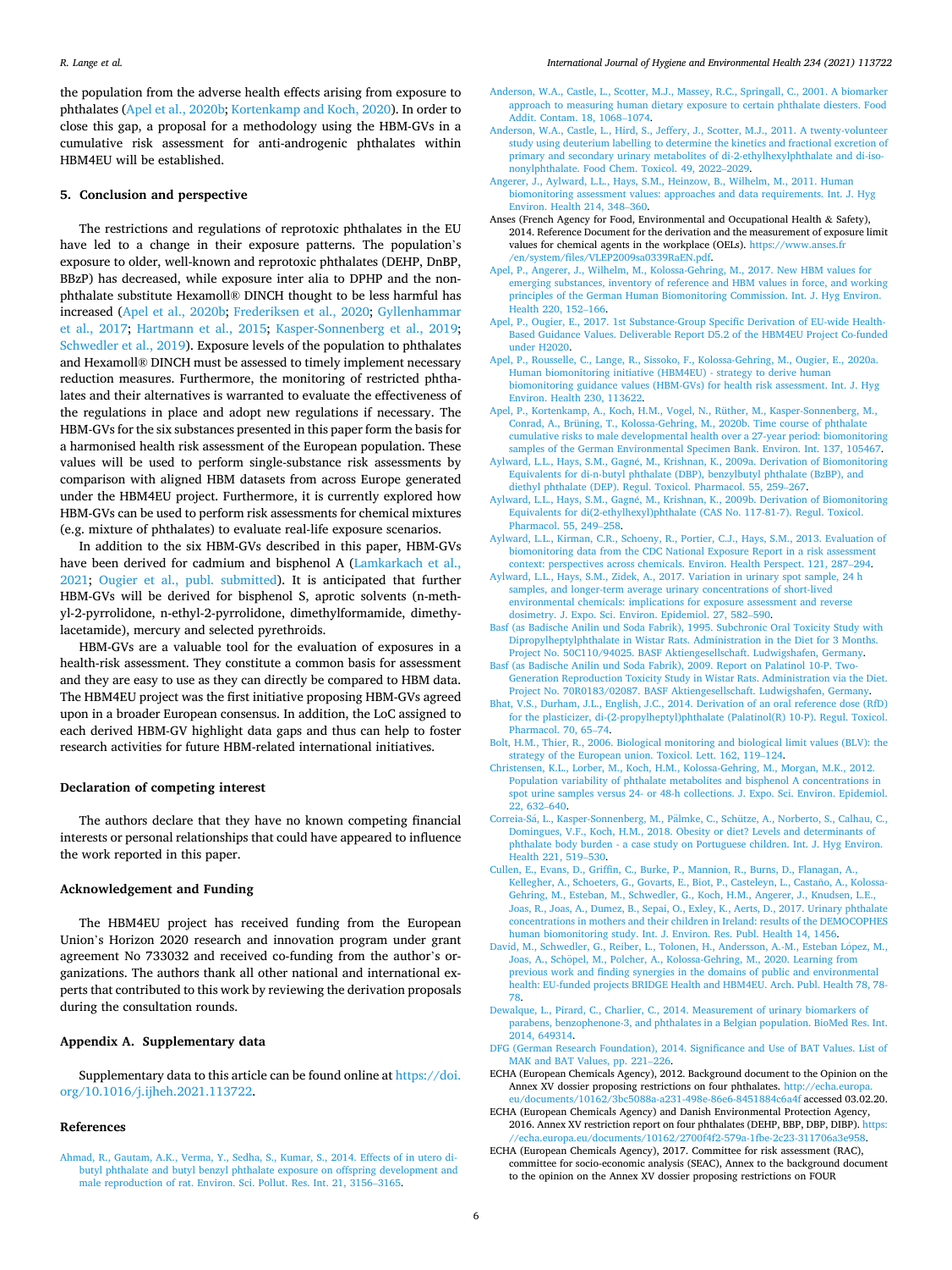the population from the adverse health effects arising from exposure to phthalates (Apel et al., 2020b; Kortenkamp and Koch, 2020). In order to close this gap, a proposal for a methodology using the HBM-GVs in a cumulative risk assessment for anti-androgenic phthalates within HBM4EU will be established.

## 5. Conclusion and perspective

The restrictions and regulations of reprotoxic phthalates in the EU have led to a change in their exposure patterns. The population's exposure to older, well-known and reprotoxic phthalates (DEHP, DnBP, BBzP) has decreased, while exposure inter alia to DPHP and the non-phthalate substitute Hexamoll® DINCH thought to be less harmful has increased (Apel et al., 2020b; Frederiksen et al., 2020; Gyllenhammar et al., 2017; Hartmann et al., 2015; Kasper-Sonnenberg et al., 2019; Schwedler et al., 2019). Exposure levels of the population to phthalates and Hexamoll® DINCH must be assessed to timely implement necessary reduction measures. Furthermore, the monitoring of restricted phthalates and their alternatives is warranted to evaluate the effectiveness of the regulations in place and adopt new regulations if necessary. The HBM-GVs for the six substances presented in this paper form the basis for a harmonised health risk assessment of the European population. These values will be used to perform single-substance risk assessments by comparison with aligned HBM datasets from across Europe generated under the HBM4EU project. Furthermore, it is currently explored how HBM-GVs can be used to perform risk assessments for chemical mixtures (e.g. mixture of phthalates) to evaluate real-life exposure scenarios.

In addition to the six HBM-GVs described in this paper, HBM-GVs have been derived for cadmium and bisphenol A (Lamkarkach et al., 2021; Ougier et al., publ. submitted). It is anticipated that further HBM-GVs will be derived for bisphenol S, aprotic solvents (n-methyl-2-pyrrolidone, n-ethyl-2-pyrrolidone, dimethylformamide, dimethylacetamide), mercury and selected pyrethroids.

HBM-GVs are a valuable tool for the evaluation of exposures in a health-risk assessment. They constitute a common basis for assessment and they are easy to use as they can directly be compared to HBM data. The HBM4EU project was the first initiative proposing HBM-GVs agreed upon in a broader European consensus. In addition, the LoC assigned to each derived HBM-GV highlight data gaps and thus can help to foster research activities for future HBM-related international initiatives.

## Declaration of competing interest

The authors declare that they have no known competing financial interests or personal relationships that could have appeared to influence the work reported in this paper.

## Acknowledgement and Funding

The HBM4EU project has received funding from the European Union's Horizon 2020 research and innovation program under grant agreement No 733032 and received co-funding from the author's organizations. The authors thank all other national and international experts that contributed to this work by reviewing the derivation proposals during the consultation rounds.

## Appendix A. Supplementary data

Supplementary data to this article can be found online at https://doi.org/10.1016/j.ijheh.2021.113722.

## References

Ahmad, R., Gautam, A.K., Verma, Y., Sedha, S., Kumar, S., 2014. Effects of in utero dibutyl phthalate and butyl benzyl phthalate exposure on offspring development and male reproduction of rat. Environ. Sci. Pollut. Res. Int. 21, 3156–3165.

Anderson, W.A., Castle, L., Scotter, M.J., Massey, R.C., Springall, C., 2001. A biomarker approach to measuring human dietary exposure to certain phthalate diesters. Food Addit. Contam. 18, 1068–1074.

Anderson, W.A., Castle, L., Hird, S., Jeffery, J., Scotter, M.J., 2011. A twenty-volunteer study using deuterium labelling to determine the kinetics and fractional excretion of primary and secondary urinary metabolites of di-2-ethylhexylphthalate and di-iso-nonylphthalate. Food Chem. Toxicol. 49, 2022–2029.

Angerer, J., Aylward, L.L., Hays, S.M., Heinzow, B., Wilhelm, M., 2011. Human biomonitoring assessment values: approaches and data requirements. Int. J. Hyg Environ. Health 214, 348–360.

Anses (French Agency for Food, Environmental and Occupational Health & Safety), 2014. Reference Document for the derivation and the measurement of exposure limit values for chemical agents in the workplace (OELs). https://www.anses.fr/en/system/files/VLEP2009sa0339RaEN.pdf.

Apel, P., Angerer, J., Wilhelm, M., Kolossa-Gehring, M., 2017. New HBM values for emerging substances, inventory of reference and HBM values in force, and working principles of the German Human Biomonitoring Commission. Int. J. Hyg Environ. Health 220, 152–166.

Apel, P., Ougier, E., 2017. 1st Substance-Group Specific Derivation of EU-wide Health-Based Guidance Values. Deliverable Report D5.2 of the HBM4EU Project Co-funded under H2020.

Apel, P., Rousselle, C., Lange, R., Sissoko, F., Kolossa-Gehring, M., Ougier, E., 2020a. Human biomonitoring initiative (HBM4EU) - strategy to derive human biomonitoring guidance values (HBM-GVs) for health risk assessment. Int. J. Hyg Environ. Health 230, 113622.

Apel, P., Kortenkamp, A., Koch, H.M., Vogel, N., Rüther, M., Kasper-Sonnenberg, M., Conrad, A., Brüning, T., Kolossa-Gehring, M., 2020b. Time course of phthalate cumulative risks to male developmental health over a 27-year period: biomonitoring samples of the German Environmental Specimen Bank. Environ. Int. 137, 105467.

Aylward, L.L., Hays, S.M., Gagné, M., Krishnan, K., 2009a. Derivation of Biomonitoring Equivalents for di-n-butyl phthalate (DBP), benzylbutyl phthalate (BzBP), and diethyl phthalate (DEP). Regul. Toxicol. Pharmacol. 55, 259–267.

Aylward, L.L., Hays, S.M., Gagné, M., Krishnan, K., 2009b. Derivation of Biomonitoring Equivalents for di(2-ethylhexyl)phthalate (CAS No. 117-81-7). Regul. Toxicol. Pharmacol. 55, 249–258.

Aylward, L.L., Kirman, C.R., Schoeny, R., Portier, C.J., Hays, S.M., 2013. Evaluation of biomonitoring data from the CDC National Exposure Report in a risk assessment context: perspectives across chemicals. Environ. Health Perspect. 121, 287–294.

Aylward, L.L., Hays, S.M., Zidek, A., 2017. Variation in urinary spot sample, 24 h samples, and longer-term average urinary concentrations of short-lived environmental chemicals: implications for exposure assessment and reverse dosimetry. J. Expo. Sci. Environ. Epidemiol. 27, 582–590.

Basf (as Badische Anilin und Soda Fabrik), 1995. Subchronic Oral Toxicity Study with Dipropylheptylphthalate in Wistar Rats. Administration in the Diet for 3 Months. Project No. 50C110/94025. BASF Aktiengesellschaft. Ludwigshafen, Germany.

Basf (as Badische Anilin und Soda Fabrik), 2009. Report on Palatinol 10-P. Two-Generation Reproduction Toxicity Study in Wistar Rats. Administration via the Diet. Project No. 70R0183/02087. BASF Aktiengesellschaft. Ludwigshafen, Germany.

Bhat, V.S., Durham, J.L., English, J.C., 2014. Derivation of an oral reference dose (RfD) for the plasticizer, di-(2-propylheptyl)phthalate (Palatinol(R) 10-P). Regul. Toxicol. Pharmacol. 70, 65–74.

Bolt, H.M., Thier, R., 2006. Biological monitoring and biological limit values (BLV): the strategy of the European union. Toxicol. Lett. 162, 119–124.

Christensen, K.L., Lorber, M., Koch, H.M., Kolossa-Gehring, M., Morgan, M.K., 2012. Population variability of phthalate metabolites and bisphenol A concentrations in spot urine samples versus 24- or 48-h collections. J. Expo. Sci. Environ. Epidemiol. 22, 632–640.

Correia-Sá, L., Kasper-Sonnenberg, M., Pälmke, C., Schütze, A., Norberto, S., Calhau, C., Domingues, V.F., Koch, H.M., 2018. Obesity or diet? Levels and determinants of phthalate body burden - a case study on Portuguese children. Int. J. Hyg Environ. Health 221, 519–530.

Cullen, E., Evans, D., Griffin, C., Burke, P., Mannion, R., Burns, D., Flanagan, A., Kellegher, A., Schoeters, G., Govarts, E., Biot, P., Casteleyn, L., Castaño, A., Kolossa-Gehring, M., Esteban, M., Schwedler, G., Koch, H.M., Angerer, J., Knudsen, L.E., Joas, R., Joas, A., Dumez, B., Sepai, O., Exley, K., Aerts, D., 2017. Urinary phthalate concentrations in mothers and their children in Ireland: results of the DEMOCOPHES human biomonitoring study. Int. J. Environ. Res. Publ. Health 14, 1456.

David, M., Schwedler, G., Reiber, L., Tolonen, H., Andersson, A.-M., Esteban López, M., Joas, A., Schöpel, M., Polcher, A., Kolossa-Gehring, M., 2020. Learning from previous work and finding synergies in the domains of public and environmental health: EU-funded projects BRIDGE Health and HBM4EU. Arch. Publ. Health 78, 78-78.

Dewalque, L., Pirard, C., Charlier, C., 2014. Measurement of urinary biomarkers of parabens, benzophenone-3, and phthalates in a Belgian population. BioMed Res. Int. 2014, 649314.

DFG (German Research Foundation), 2014. Significance and Use of BAT Values. List of MAK and BAT Values, pp. 221–226.

ECHA (European Chemicals Agency), 2012. Background document to the Opinion on the Annex XV dossier proposing restrictions on four phthalates. http://echa.europa.eu/documents/10162/3bc5088a-a231-498e-86e6-8451884c6a4f accessed 03.02.20.

ECHA (European Chemicals Agency) and Danish Environmental Protection Agency, 2016. Annex XV restriction report on four phthalates (DEHP, BBP, DBP, DIBP). https://echa.europa.eu/documents/10162/2700f4f2-579a-1fbe-2c23-311706a3e958.

ECHA (European Chemicals Agency), 2017. Committee for risk assessment (RAC), committee for socio-economic analysis (SEAC), Annex to the background document to the opinion on the Annex XV dossier proposing restrictions on FOUR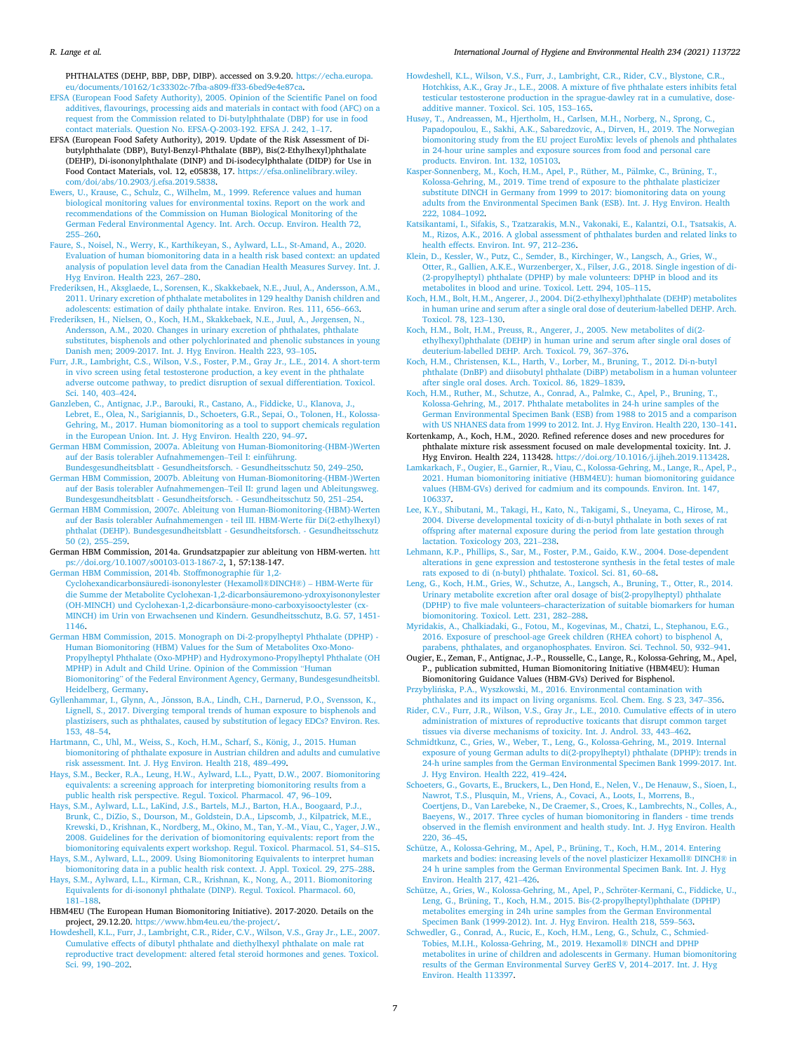PHTHALATES (DEHP, BBP, DBP, DIBP). accessed on 3.9.20. https://echa.europa.eu/documents/10162/1c33302c-7fba-a809-ff33-6bed9e4e87ca.

EFSA (European Food Safety Authority), 2005. Opinion of the Scientific Panel on food additives, flavourings, processing aids and materials in contact with food (AFC) on a request from the Commission related to Di-butylphthalate (DBP) for use in food contact materials. Question No. EFSA-Q-2003-192. EFSA J. 242, 1–17.

EFSA (European Food Safety Authority), 2019. Update of the Risk Assessment of Di-butylphthalate (DBP), Butyl-Benzyl-Phthalate (BBP), Bis(2-Ethylhexyl)phthalate (DEHP), Di-isononylphthalate (DINP) and Di-isodecylphthalate (DIDP) for Use in Food Contact Materials, vol. 12, e05838, 17. https://efsa.onlinelibrary.wiley.com/doi/abs/10.2903/j.efsa.2019.5838.

Ewers, U., Krause, C., Schulz, C., Wilhelm, M., 1999. Reference values and human biological monitoring values for environmental toxins. Report on the work and recommendations of the Commission on Human Biological Monitoring of the German Federal Environmental Agency. Int. Arch. Occup. Environ. Health 72, 255–260.

Faure, S., Noisel, N., Werry, K., Karthikeyan, S., Aylward, L.L., St-Amand, A., 2020. Evaluation of human biomonitoring data in a health risk based context: an updated analysis of population level data from the Canadian Health Measures Survey. Int. J. Hyg Environ. Health 223, 267–280.

Frederiksen, H., Aksglaede, L., Sorensen, K., Skakkebaek, N.E., Juul, A., Andersson, A.M., 2011. Urinary excretion of phthalate metabolites in 129 healthy Danish children and adolescents: estimation of daily phthalate intake. Environ. Res. 111, 656–663.

Frederiksen, H., Nielsen, O., Koch, H.M., Skakkebaek, N.E., Juul, A., Jørgensen, N., Andersson, A.M., 2020. Changes in urinary excretion of phthalates, phthalate substitutes, bisphenols and other polychlorinated and phenolic substances in young Danish men; 2009-2017. Int. J. Hyg Environ. Health 223, 93–105.

Furr, J.R., Lambright, C.S., Wilson, V.S., Foster, P.M., Gray Jr., L.E., 2014. A short-term in vivo screen using fetal testosterone production, a key event in the phthalate adverse outcome pathway, to predict disruption of sexual differentiation. Toxicol. Sci. 140, 403–424.

Ganzleben, C., Antignac, J.P., Barouki, R., Castano, A., Fiddicke, U., Klanova, J., Lebret, E., Olea, N., Sarigiannis, D., Schoeters, G.R., Sepai, O., Tolonen, H., Kolossa-Gehring, M., 2017. Human biomonitoring as a tool to support chemicals regulation in the European Union. Int. J. Hyg Environ. Health 220, 94–97.

German HBM Commission, 2007a. Ableitung von Human-Biomonitoring-(HBM-)Werten auf der Basis tolerabler Aufnahmemengen–Teil I: einführung. Bundesgesundheitsblatt - Gesundheitsforsch. - Gesundheitsschutz 50, 249–250.

German HBM Commission, 2007b. Ableitung von Human-Biomonitoring-(HBM-)Werten auf der Basis tolerabler Aufnahmemengen–Teil II: grund lagen und Ableitungsweg. Bundesgesundheitsblatt - Gesundheitsforsch. - Gesundheitsschutz 50, 251–254.

German HBM Commission, 2007c. Ableitung von Human-Biomonitoring-(HBM)-Werten auf der Basis tolerabler Aufnahmemengen - teil III. HBM-Werte für Di(2-ethylhexyl) phthalat (DEHP). Bundesgesundheitsblatt - Gesundheitsforsch. - Gesundheitsschutz 50 (2), 255–259.

German HBM Commission, 2014a. Grundsatzpapier zur ableitung von HBM-werten. https://doi.org/10.1007/s00103-013-1867-2, 1, 57:138-147.

German HBM Commission, 2014b. Stoffmonographie für 1,2-Cyclohexandicarbonsäuredi-isononylester (Hexamoll®DINCH®) – HBM-Werte für die Summe der Metabolite Cyclohexan-1,2-dicarbonsäuremono-ydroxyisononylester (OH-MINCH) und Cyclohexan-1,2-dicarbonsäure-mono-carboxyisooctylester (cx-MINCH) im Urin von Erwachsenen und Kindern. Gesundheitsschutz, B.G. 57, 1451-1146.

German HBM Commission, 2015. Monograph on Di-2-propylheptyl Phthalate (DPHP) - Human Biomonitoring (HBM) Values for the Sum of Metabolites Oxo-Mono-Propylheptyl Phthalate (Oxo-MPHP) and Hydroxymono-Propylheptyl Phthalate (OH MPHP) in Adult and Child Urine. Opinion of the Commission "Human Biomonitoring" of the Federal Environment Agency, Germany, Bundesgesundheitsbl. Heidelberg, Germany.

Gyllenhammar, I., Glynn, A., Jönsson, B.A., Lindh, C.H., Darnerud, P.O., Svensson, K., Lignell, S., 2017. Diverging temporal trends of human exposure to bisphenols and plastizisers, such as phthalates, caused by substitution of legacy EDCs? Environ. Res. 153, 48–54.

Hartmann, C., Uhl, M., Weiss, S., Koch, H.M., Scharf, S., König, J., 2015. Human biomonitoring of phthalate exposure in Austrian children and adults and cumulative risk assessment. Int. J. Hyg Environ. Health 218, 489–499.

Hays, S.M., Becker, R.A., Leung, H.W., Aylward, L.L., Pyatt, D.W., 2007. Biomonitoring equivalents: a screening approach for interpreting biomonitoring results from a public health risk perspective. Regul. Toxicol. Pharmacol. 47, 96–109.

Hays, S.M., Aylward, L.L., LaKind, J.S., Bartels, M.J., Barton, H.A., Boogaard, P.J., Brunk, C., DiZio, S., Dourson, M., Goldstein, D.A., Lipscomb, J., Kilpatrick, M.E., Krewski, D., Krishnan, K., Nordberg, M., Okino, M., Tan, Y.-M., Viau, C., Yager, J.W., 2008. Guidelines for the derivation of biomonitoring equivalents: report from the biomonitoring equivalents expert workshop. Regul. Toxicol. Pharmacol. 51, S4–S15.

Hays, S.M., Aylward, L.L., 2009. Using Biomonitoring Equivalents to interpret human biomonitoring data in a public health risk context. J. Appl. Toxicol. 29, 275–288.

Hays, S.M., Aylward, L.L., Kirman, C.R., Krishnan, K., Nong, A., 2011. Biomonitoring Equivalents for di-isononyl phthalate (DINP). Regul. Toxicol. Pharmacol. 60, 181–188.

HBM4EU (The European Human Biomonitoring Initiative). 2017-2020. Details on the project, 29.12.20. https://www.hbm4eu.eu/the-project/.

Howdeshell, K.L., Furr, J., Lambright, C.R., Rider, C.V., Wilson, V.S., Gray Jr., L.E., 2007. Cumulative effects of dibutyl phthalate and diethylhexyl phthalate on male rat reproductive tract development: altered fetal steroid hormones and genes. Toxicol. Sci. 99, 190–202.

Howdeshell, K.L., Wilson, V.S., Furr, J., Lambright, C.R., Rider, C.V., Blystone, C.R., Hotchkiss, A.K., Gray Jr., L.E., 2008. A mixture of five phthalate esters inhibits fetal testicular testosterone production in the sprague-dawley rat in a cumulative, dose-additive manner. Toxicol. Sci. 105, 153–165.

Husøy, T., Andreassen, M., Hjertholm, H., Carlsen, M.H., Norberg, N., Sprong, C., Papadopoulou, E., Sakhi, A.K., Sabaredzovic, A., Dirven, H., 2019. The Norwegian biomonitoring study from the EU project EuroMix: levels of phenols and phthalates in 24-hour urine samples and exposure sources from food and personal care products. Environ. Int. 132, 105103.

Kasper-Sonnenberg, M., Koch, H.M., Apel, P., Rüther, M., Pälmke, C., Brüning, T., Kolossa-Gehring, M., 2019. Time trend of exposure to the phthalate plasticizer substitute DINCH in Germany from 1999 to 2017: biomonitoring data on young adults from the Environmental Specimen Bank (ESB). Int. J. Hyg Environ. Health 222, 1084–1092.

Katsikantami, I., Sifakis, S., Tzatzarakis, M.N., Vakonaki, E., Kalantzi, O.I., Tsatsakis, A. M., Rizos, A.K., 2016. A global assessment of phthalates burden and related links to health effects. Environ. Int. 97, 212–236.

Klein, D., Kessler, W., Putz, C., Semder, B., Kirchinger, W., Langsch, A., Gries, W., Otter, R., Gallien, A.K.E., Wurzenberger, X., Filser, J.G., 2018. Single ingestion of di-(2-propylheptyl) phthalate (DPHP) by male volunteers: DPHP in blood and its metabolites in blood and urine. Toxicol. Lett. 294, 105–115.

Koch, H.M., Bolt, H.M., Angerer, J., 2004. Di(2-ethylhexyl)phthalate (DEHP) metabolites in human urine and serum after a single oral dose of deuterium-labelled DEHP. Arch. Toxicol. 78, 123–130.

Koch, H.M., Bolt, H.M., Preuss, R., Angerer, J., 2005. New metabolites of di(2-ethylhexyl)phthalate (DEHP) in human urine and serum after single oral doses of deuterium-labelled DEHP. Arch. Toxicol. 79, 367–376.

Koch, H.M., Christensen, K.L., Harth, V., Lorber, M., Bruning, T., 2012. Di-n-butyl phthalate (DnBP) and diisobutyl phthalate (DiBP) metabolism in a human volunteer after single oral doses. Arch. Toxicol. 86, 1829–1839.

Koch, H.M., Ruther, M., Schutze, A., Conrad, A., Palmke, C., Apel, P., Bruning, T., Kolossa-Gehring, M., 2017. Phthalate metabolites in 24-h urine samples of the German Environmental Specimen Bank (ESB) from 1988 to 2015 and a comparison with US NHANES data from 1999 to 2012. Int. J. Hyg Environ. Health 220, 130–141.

Kortenkamp, A., Koch, H.M., 2020. Refined reference doses and new procedures for phthalate mixture risk assessment focused on male developmental toxicity. Int. J. Hyg Environ. Health 224, 113428. https://doi.org/10.1016/j.ijheh.2019.113428.

Lamkarkach, F., Ougier, E., Garnier, R., Viau, C., Kolossa-Gehring, M., Lange, R., Apel, P., 2021. Human biomonitoring initiative (HBM4EU): human biomonitoring guidance values (HBM-GVs) derived for cadmium and its compounds. Environ. Int. 147, 106337.

Lee, K.Y., Shibutani, M., Takagi, H., Kato, N., Takigami, S., Uneyama, C., Hirose, M., 2004. Diverse developmental toxicity of di-n-butyl phthalate in both sexes of rat offspring after maternal exposure during the period from late gestation through lactation. Toxicology 203, 221–238.

Lehmann, K.P., Phillips, S., Sar, M., Foster, P.M., Gaido, K.W., 2004. Dose-dependent alterations in gene expression and testosterone synthesis in the fetal testes of male rats exposed to di (n-butyl) phthalate. Toxicol. Sci. 81, 60–68.

Leng, G., Koch, H.M., Gries, W., Schutze, A., Langsch, A., Bruning, T., Otter, R., 2014. Urinary metabolite excretion after oral dosage of bis(2-propylheptyl) phthalate (DPHP) to five male volunteers–characterization of suitable biomarkers for human biomonitoring. Toxicol. Lett. 231, 282–288.

Myridakis, A., Chalkiadaki, G., Fotou, M., Kogevinas, M., Chatzi, L., Stephanou, E.G., 2016. Exposure of preschool-age Greek children (RHEA cohort) to bisphenol A, parabens, phthalates, and organophosphates. Environ. Sci. Technol. 50, 932–941.

Ougier, E., Zeman, F., Antignac, J.-P., Rousselle, C., Lange, R., Kolossa-Gehring, M., Apel, P., publication submitted, Human Biomonitoring Initiative (HBM4EU): Human Biomonitoring Guidance Values (HBM-GVs) Derived for Bisphenol.

Przybylińska, P.A., Wyszkowski, M., 2016. Environmental contamination with phthalates and its impact on living organisms. Ecol. Chem. Eng. S 23, 347–356.

Rider, C.V., Furr, J.R., Wilson, V.S., Gray Jr., L.E., 2010. Cumulative effects of in utero administration of mixtures of reproductive toxicants that disrupt common target tissues via diverse mechanisms of toxicity. Int. J. Androl. 33, 443–462.

Schmidtkunz, C., Gries, W., Weber, T., Leng, G., Kolossa-Gehring, M., 2019. Internal exposure of young German adults to di(2-propylheptyl) phthalate (DPHP): trends in 24-h urine samples from the German Environmental Specimen Bank 1999-2017. Int. J. Hyg Environ. Health 222, 419–424.

Schoeters, G., Govarts, E., Bruckers, L., Den Hond, E., Nelen, V., De Henauw, S., Sioen, I., Nawrot, T.S., Plusquin, M., Vriens, A., Covaci, A., Loots, I., Morrens, B., Coertjens, D., Van Larebeke, N., De Craemer, S., Croes, K., Lambrechts, N., Colles, A., Baeyens, W., 2017. Three cycles of human biomonitoring in flanders - time trends observed in the flemish environment and health study. Int. J. Hyg Environ. Health 220, 36–45.

Schütze, A., Kolossa-Gehring, M., Apel, P., Brüning, T., Koch, H.M., 2014. Entering markets and bodies: increasing levels of the novel plasticizer Hexamoll® DINCH® in 24 h urine samples from the German Environmental Specimen Bank. Int. J. Hyg Environ. Health 217, 421–426.

Schütze, A., Gries, W., Kolossa-Gehring, M., Apel, P., Schröter-Kermani, C., Fiddicke, U., Leng, G., Brüning, T., Koch, H.M., 2015. Bis-(2-propylheptyl)phthalate (DPHP) metabolites emerging in 24h urine samples from the German Environmental Specimen Bank (1999-2012). Int. J. Hyg Environ. Health 218, 559–563.

Schwedler, G., Conrad, A., Rucic, E., Koch, H.M., Leng, G., Schulz, C., Schmied-Tobies, M.I.H., Kolossa-Gehring, M., 2019. Hexamoll® DINCH and DPHP metabolites in urine of children and adolescents in Germany. Human biomonitoring results of the German Environmental Survey GerES V, 2014–2017. Int. J. Hyg Environ. Health 113397.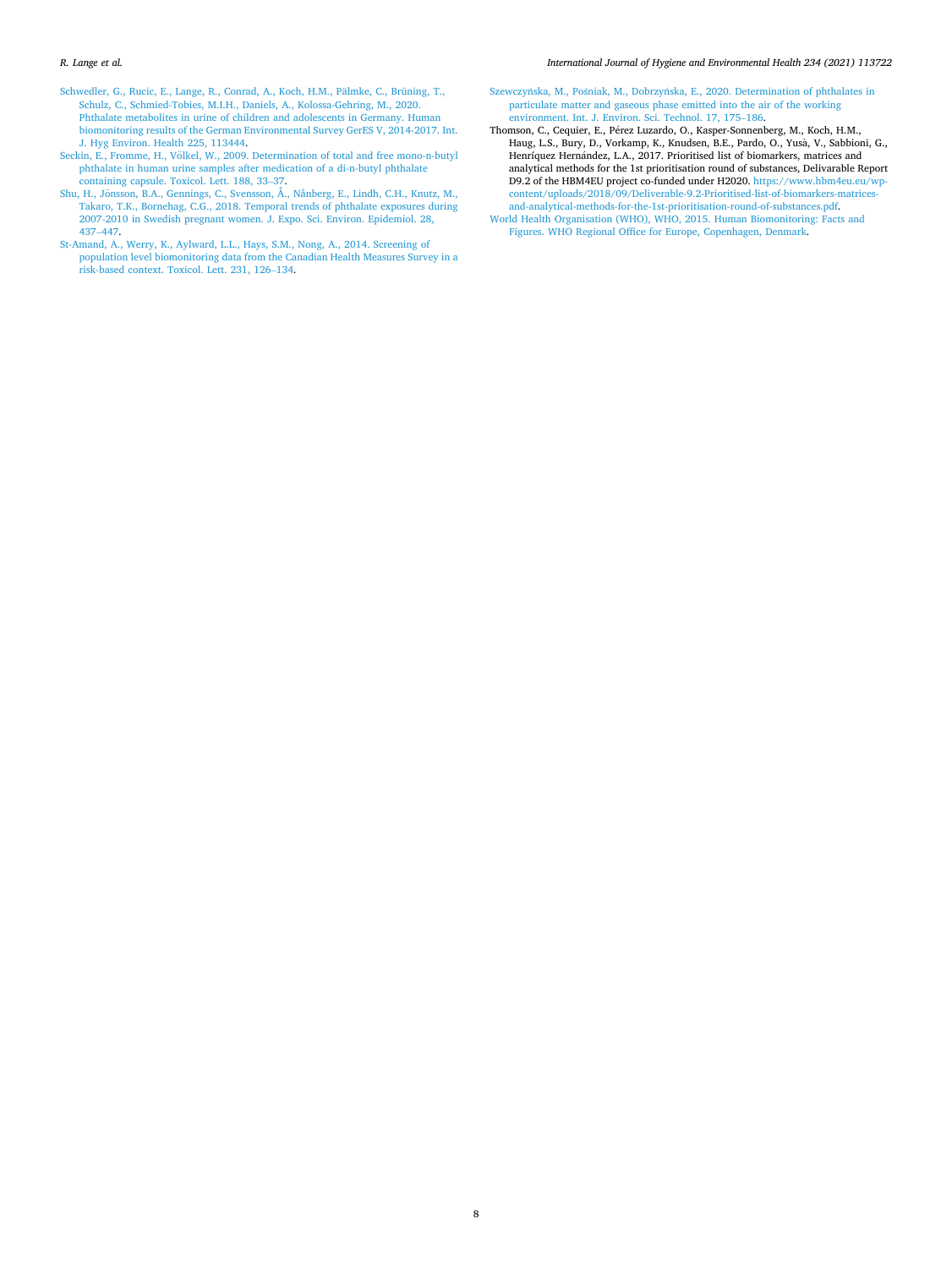Schwedler, G., Rucic, E., Lange, R., Conrad, A., Koch, H.M., Pälmke, C., Brüning, T., Schulz, C., Schmied-Tobies, M.I.H., Daniels, A., Kolossa-Gehring, M., 2020. Phthalate metabolites in urine of children and adolescents in Germany. Human biomonitoring results of the German Environmental Survey GerES V, 2014-2017. Int. J. Hyg Environ. Health 225, 113444.

Seckin, E., Fromme, H., Völkel, W., 2009. Determination of total and free mono-n-butyl phthalate in human urine samples after medication of a di-n-butyl phthalate containing capsule. Toxicol. Lett. 188, 33–37.

Shu, H., Jönsson, B.A., Gennings, C., Svensson, Å., Nånberg, E., Lindh, C.H., Knutz, M., Takaro, T.K., Bornehag, C.G., 2018. Temporal trends of phthalate exposures during 2007-2010 in Swedish pregnant women. J. Expo. Sci. Environ. Epidemiol. 28, 437–447.

St-Amand, A., Werry, K., Aylward, L.L., Hays, S.M., Nong, A., 2014. Screening of population level biomonitoring data from the Canadian Health Measures Survey in a risk-based context. Toxicol. Lett. 231, 126–134.

Szewczyńska, M., Pośniak, M., Dobrzyńska, E., 2020. Determination of phthalates in particulate matter and gaseous phase emitted into the air of the working environment. Int. J. Environ. Sci. Technol. 17, 175–186.

Thomson, C., Cequier, E., Pérez Luzardo, O., Kasper-Sonnenberg, M., Koch, H.M., Haug, L.S., Bury, D., Vorkamp, K., Knudsen, B.E., Pardo, O., Yusà, V., Sabbioni, G., Henríquez Hernández, L.A., 2017. Prioritised list of biomarkers, matrices and analytical methods for the 1st prioritisation round of substances, Delivarable Report D9.2 of the HBM4EU project co-funded under H2020. https://www.hbm4eu.eu/wp-content/uploads/2018/09/Deliverable-9.2-Prioritised-list-of-biomarkers-matrices-and-analytical-methods-for-the-1st-prioritisation-round-of-substances.pdf.

World Health Organisation (WHO), WHO, 2015. Human Biomonitoring: Facts and Figures. WHO Regional Office for Europe, Copenhagen, Denmark.